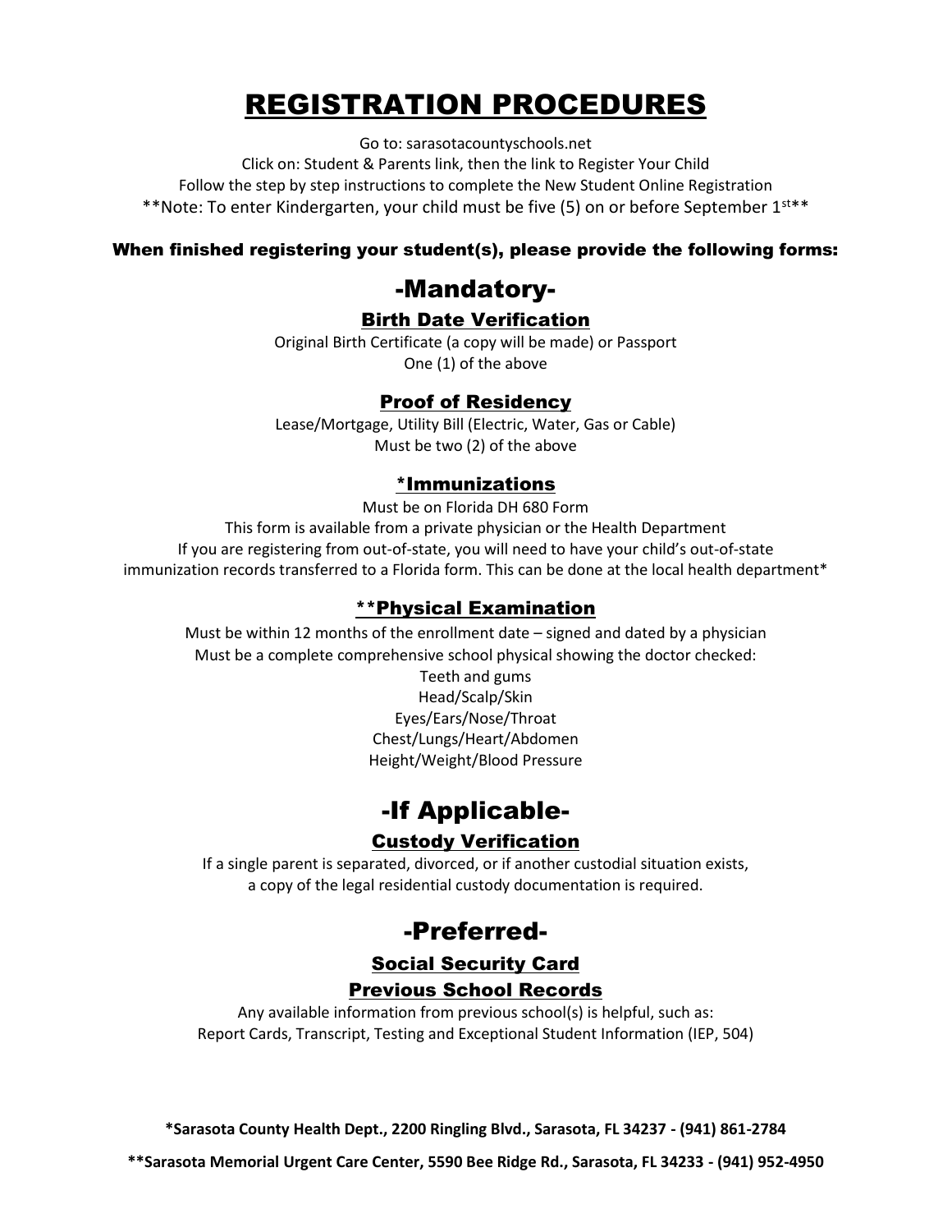# REGISTRATION PROCEDURES

Go to: sarasotacountyschools.net

Click on: Student & Parents link, then the link to Register Your Child

Follow the step by step instructions to complete the New Student Online Registration

**Note: To enter Kindergarten, your child must be five (5) on or before September 1st**

**When finished registering your student(s), please provide the following forms:**

## -Mandatory-

### Birth Date Verification

Original Birth Certificate (a copy will be made) or Passport

One (1) of the above

### Proof of Residency

Lease/Mortgage, Utility Bill (Electric, Water, Gas or Cable)

Must be two (2) of the above

### *Immunizations

Must be on Florida DH 680 Form

This form is available from a private physician or the Health Department

If you are registering from out-of-state, you will need to have your child's out-of-state immunization records transferred to a Florida form. This can be done at the local health department*

### **Physical Examination

Must be within 12 months of the enrollment date – signed and dated by a physician

Must be a complete comprehensive school physical showing the doctor checked:

Teeth and gums

Head/Scalp/Skin

Eyes/Ears/Nose/Throat

Chest/Lungs/Heart/Abdomen

Height/Weight/Blood Pressure

## -If Applicable-

### Custody Verification

If a single parent is separated, divorced, or if another custodial situation exists, a copy of the legal residential custody documentation is required.

## -Preferred-

### Social Security Card

### Previous School Records

Any available information from previous school(s) is helpful, such as:

Report Cards, Transcript, Testing and Exceptional Student Information (IEP, 504)

**\*Sarasota County Health Dept., 2200 Ringling Blvd., Sarasota, FL 34237 - (941) 861-2784**

**\*\*Sarasota Memorial Urgent Care Center, 5590 Bee Ridge Rd., Sarasota, FL 34233 - (941) 952-4950**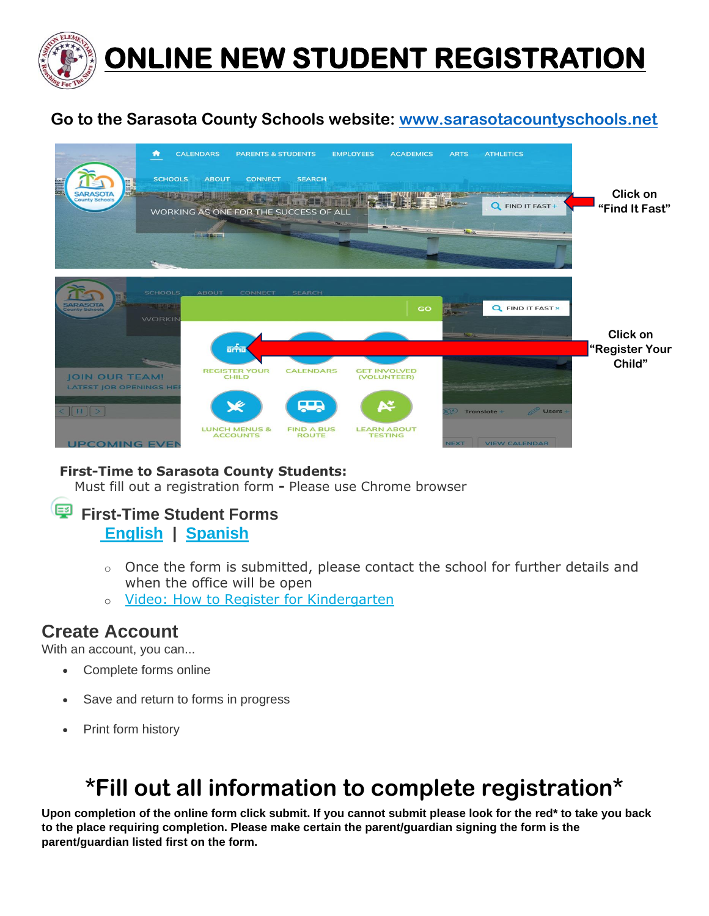# ONLINE NEW STUDENT REGISTRATION

**Go to the Sarasota County Schools website: [www.sarasotacountyschools.net](http://www.sarasotacountyschools.net)**

Click on "Find It Fast"

Click on "Register Your Child"

**First-Time to Sarasota County Students:**
Must fill out a registration form **-** Please use Chrome browser

## First-Time Student Forms

**English | Spanish**

- Once the form is submitted, please contact the school for further details and when the office will be open
- Video: How to Register for Kindergarten

## Create Account

With an account, you can...

- Complete forms online
- Save and return to forms in progress
- Print form history

# *Fill out all information to complete registration*

**Upon completion of the online form click submit. If you cannot submit please look for the red* to take you back to the place requiring completion. Please make certain the parent/guardian signing the form is the parent/guardian listed first on the form.**